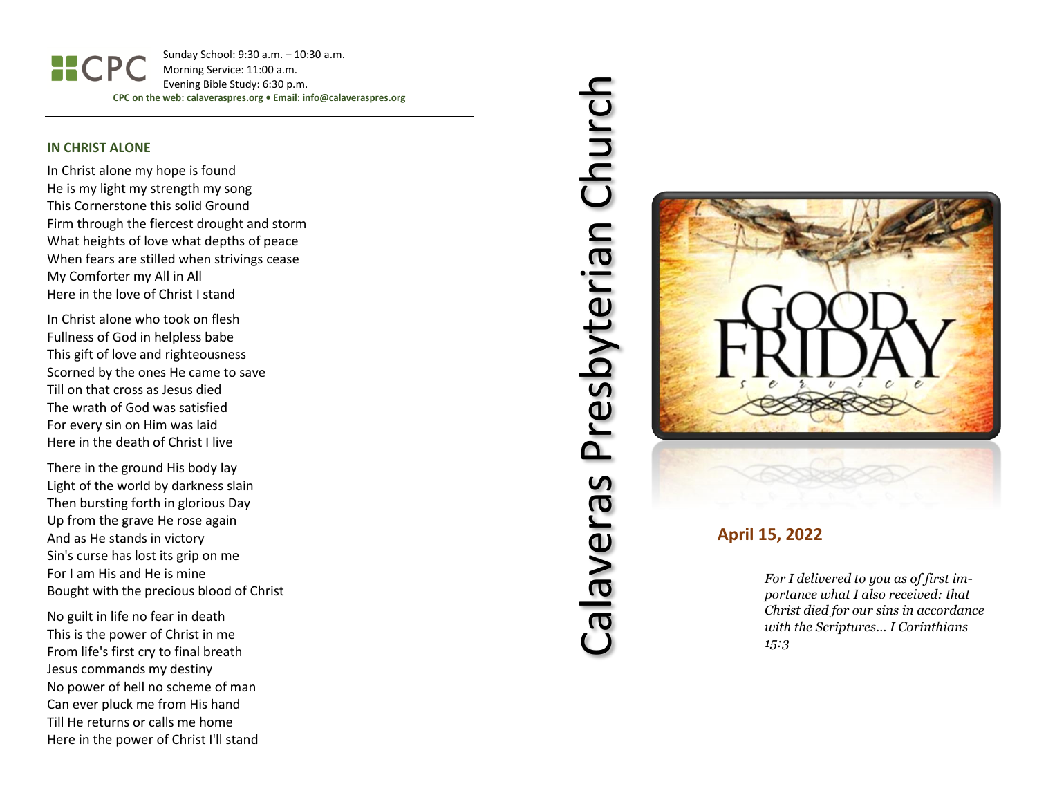CPC

Sunday School: 9:30 a.m. – 10:30 a.m.
Morning Service: 11:00 a.m.
Evening Bible Study: 6:30 p.m.

**CPC on the web: calaveraspres.org • Email: info@calaveraspres.org**

## IN CHRIST ALONE

In Christ alone my hope is found
He is my light my strength my song
This Cornerstone this solid Ground
Firm through the fiercest drought and storm
What heights of love what depths of peace
When fears are stilled when strivings cease
My Comforter my All in All
Here in the love of Christ I stand

In Christ alone who took on flesh
Fullness of God in helpless babe
This gift of love and righteousness
Scorned by the ones He came to save
Till on that cross as Jesus died
The wrath of God was satisfied
For every sin on Him was laid
Here in the death of Christ I live

There in the ground His body lay
Light of the world by darkness slain
Then bursting forth in glorious Day
Up from the grave He rose again
And as He stands in victory
Sin's curse has lost its grip on me
For I am His and He is mine
Bought with the precious blood of Christ

No guilt in life no fear in death
This is the power of Christ in me
From life's first cry to final breath
Jesus commands my destiny
No power of hell no scheme of man
Can ever pluck me from His hand
Till He returns or calls me home
Here in the power of Christ I'll stand

# Calaveras Presbyterian Church

GOOD FRIDAY
service

## April 15, 2022

*For I delivered to you as of first importance what I also received: that Christ died for our sins in accordance with the Scriptures... I Corinthians 15:3*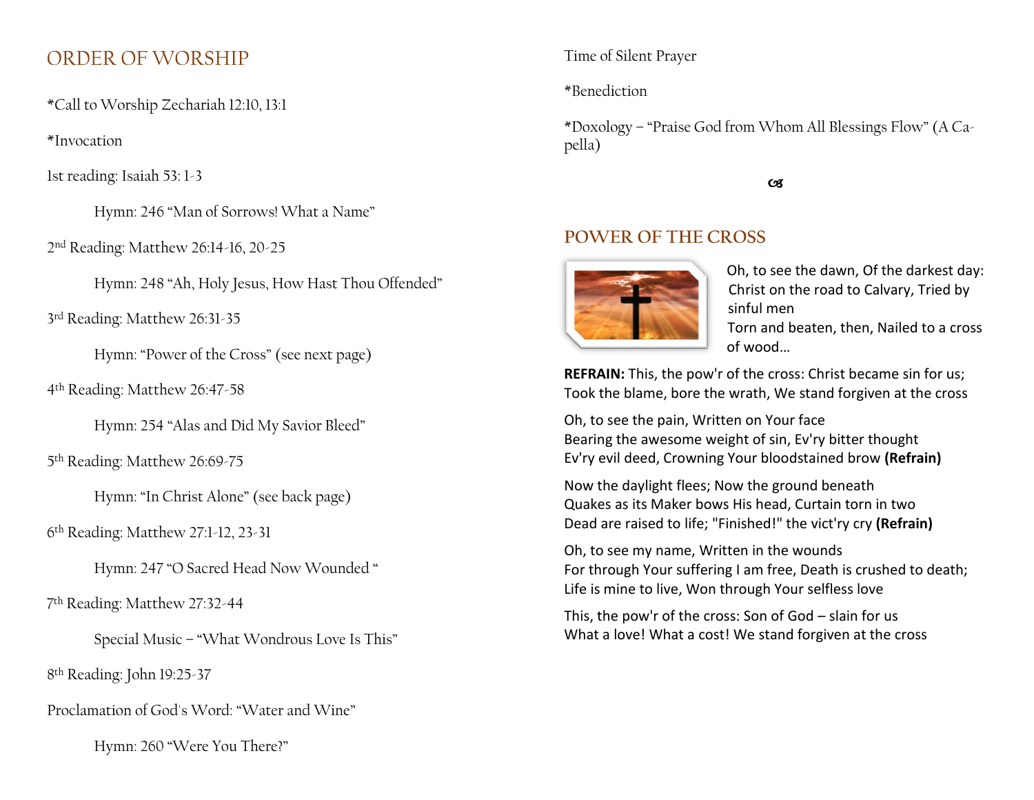## ORDER OF WORSHIP

*Call to Worship Zechariah 12:10, 13:1

*Invocation

1st reading: Isaiah 53: 1-3

Hymn: 246 "Man of Sorrows! What a Name"

2nd Reading: Matthew 26:14-16, 20-25

Hymn: 248 "Ah, Holy Jesus, How Hast Thou Offended"

3rd Reading: Matthew 26:31-35

Hymn: "Power of the Cross" (see next page)

4th Reading: Matthew 26:47-58

Hymn: 254 "Alas and Did My Savior Bleed"

5th Reading: Matthew 26:69-75

Hymn: "In Christ Alone" (see back page)

6th Reading: Matthew 27:1-12, 23-31

Hymn: 247 "O Sacred Head Now Wounded "

7th Reading: Matthew 27:32-44

Special Music – "What Wondrous Love Is This"

8th Reading: John 19:25-37

Proclamation of God's Word: "Water and Wine"

Hymn: 260 "Were You There?"

Time of Silent Prayer

*Benediction

*Doxology – "Praise God from Whom All Blessings Flow" (A Capella)

## POWER OF THE CROSS

Oh, to see the dawn, Of the darkest day:
Christ on the road to Calvary, Tried by sinful men
Torn and beaten, then, Nailed to a cross of wood…

**REFRAIN:** This, the pow'r of the cross: Christ became sin for us;
Took the blame, bore the wrath, We stand forgiven at the cross

Oh, to see the pain, Written on Your face
Bearing the awesome weight of sin, Ev'ry bitter thought
Ev'ry evil deed, Crowning Your bloodstained brow **(Refrain)**

Now the daylight flees; Now the ground beneath
Quakes as its Maker bows His head, Curtain torn in two
Dead are raised to life; "Finished!" the vict'ry cry **(Refrain)**

Oh, to see my name, Written in the wounds
For through Your suffering I am free, Death is crushed to death;
Life is mine to live, Won through Your selfless love

This, the pow'r of the cross: Son of God – slain for us
What a love! What a cost! We stand forgiven at the cross